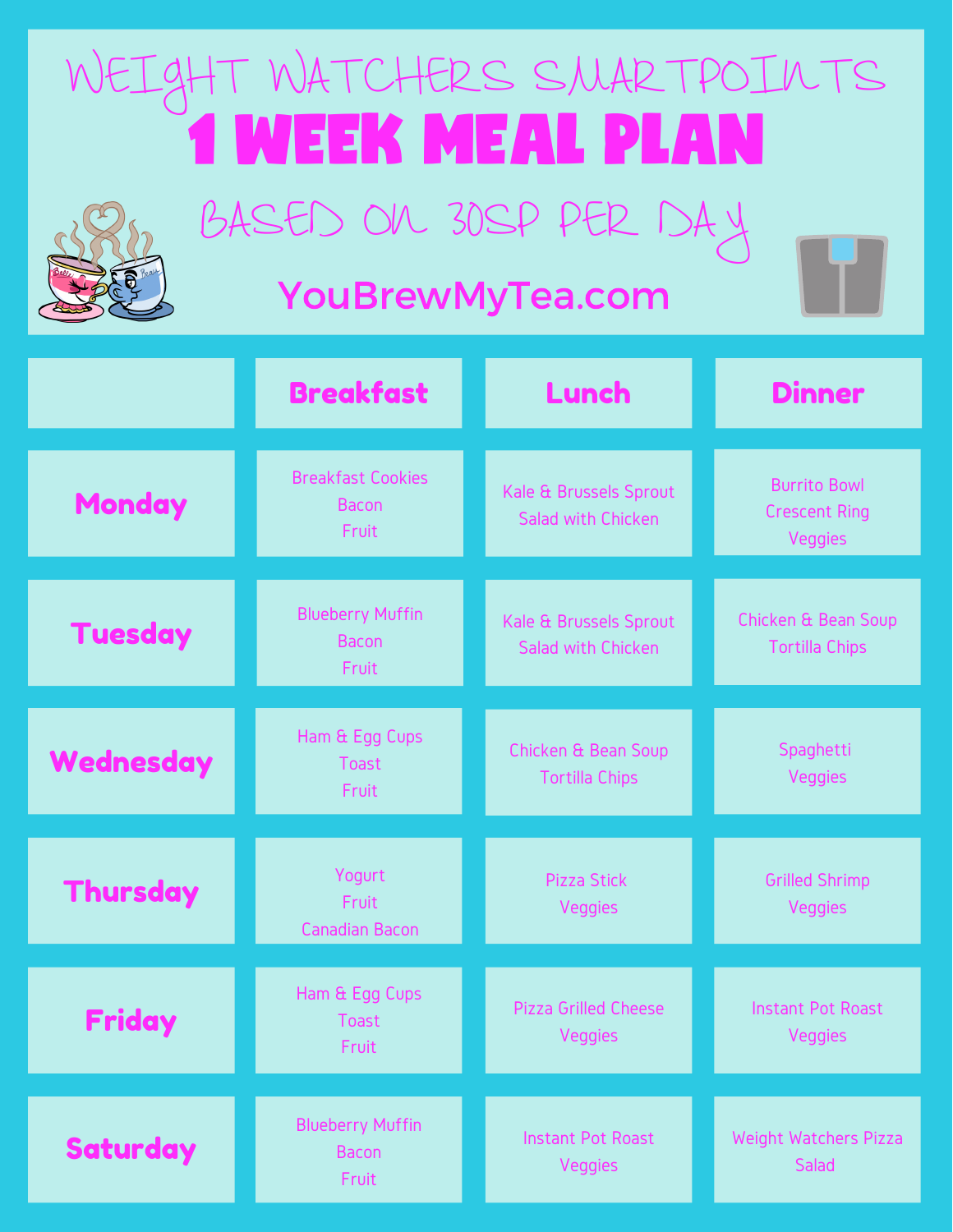# WEIGHT WATCHERS SMARTPOINTS

# 1 WEEK MEAL PLAN

## BASED ON 30SP PER DAY

**YouBrewMyTea.com**

| | Breakfast | Lunch | Dinner |
|---|---|---|---|
| **Monday** | Breakfast Cookies<br>Bacon<br>Fruit | Kale & Brussels Sprout Salad with Chicken | Burrito Bowl<br>Crescent Ring<br>Veggies |
| **Tuesday** | Blueberry Muffin<br>Bacon<br>Fruit | Kale & Brussels Sprout Salad with Chicken | Chicken & Bean Soup<br>Tortilla Chips |
| **Wednesday** | Ham & Egg Cups<br>Toast<br>Fruit | Chicken & Bean Soup<br>Tortilla Chips | Spaghetti<br>Veggies |
| **Thursday** | Yogurt<br>Fruit<br>Canadian Bacon | Pizza Stick<br>Veggies | Grilled Shrimp<br>Veggies |
| **Friday** | Ham & Egg Cups<br>Toast<br>Fruit | Pizza Grilled Cheese<br>Veggies | Instant Pot Roast<br>Veggies |
| **Saturday** | Blueberry Muffin<br>Bacon<br>Fruit | Instant Pot Roast<br>Veggies | Weight Watchers Pizza<br>Salad |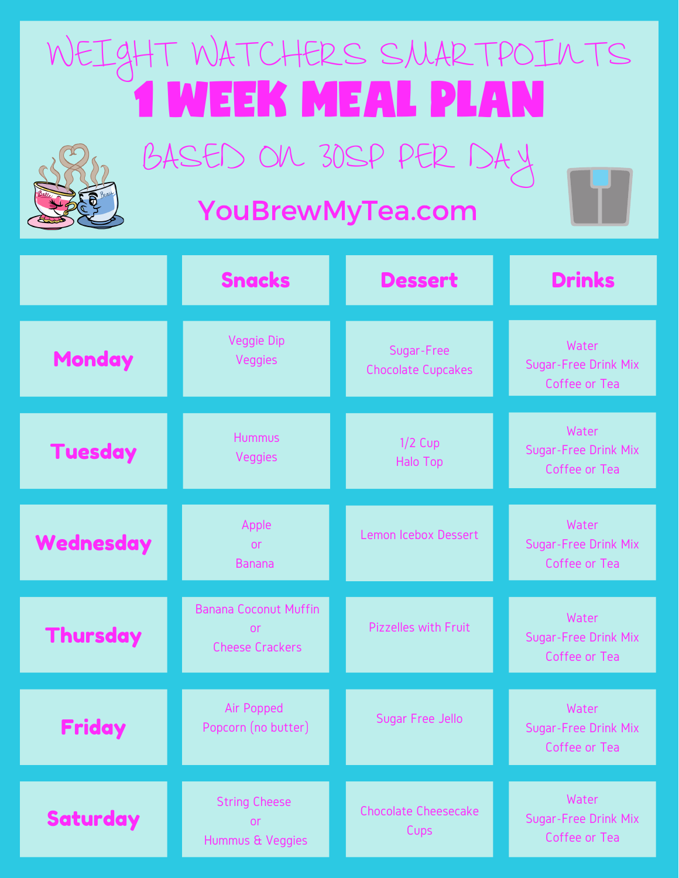# Weight Watchers SmartPoints

# 1 Week Meal Plan

## Based on 30SP Per Day

YouBrewMyTea.com

| | Snacks | Dessert | Drinks |
|---|---|---|---|
| **Monday** | Veggie Dip<br>Veggies | Sugar-Free<br>Chocolate Cupcakes | Water<br>Sugar-Free Drink Mix<br>Coffee or Tea |
| **Tuesday** | Hummus<br>Veggies | 1/2 Cup<br>Halo Top | Water<br>Sugar-Free Drink Mix<br>Coffee or Tea |
| **Wednesday** | Apple<br>or<br>Banana | Lemon Icebox Dessert | Water<br>Sugar-Free Drink Mix<br>Coffee or Tea |
| **Thursday** | Banana Coconut Muffin<br>or<br>Cheese Crackers | Pizzelles with Fruit | Water<br>Sugar-Free Drink Mix<br>Coffee or Tea |
| **Friday** | Air Popped<br>Popcorn (no butter) | Sugar Free Jello | Water<br>Sugar-Free Drink Mix<br>Coffee or Tea |
| **Saturday** | String Cheese<br>or<br>Hummus & Veggies | Chocolate Cheesecake<br>Cups | Water<br>Sugar-Free Drink Mix<br>Coffee or Tea |